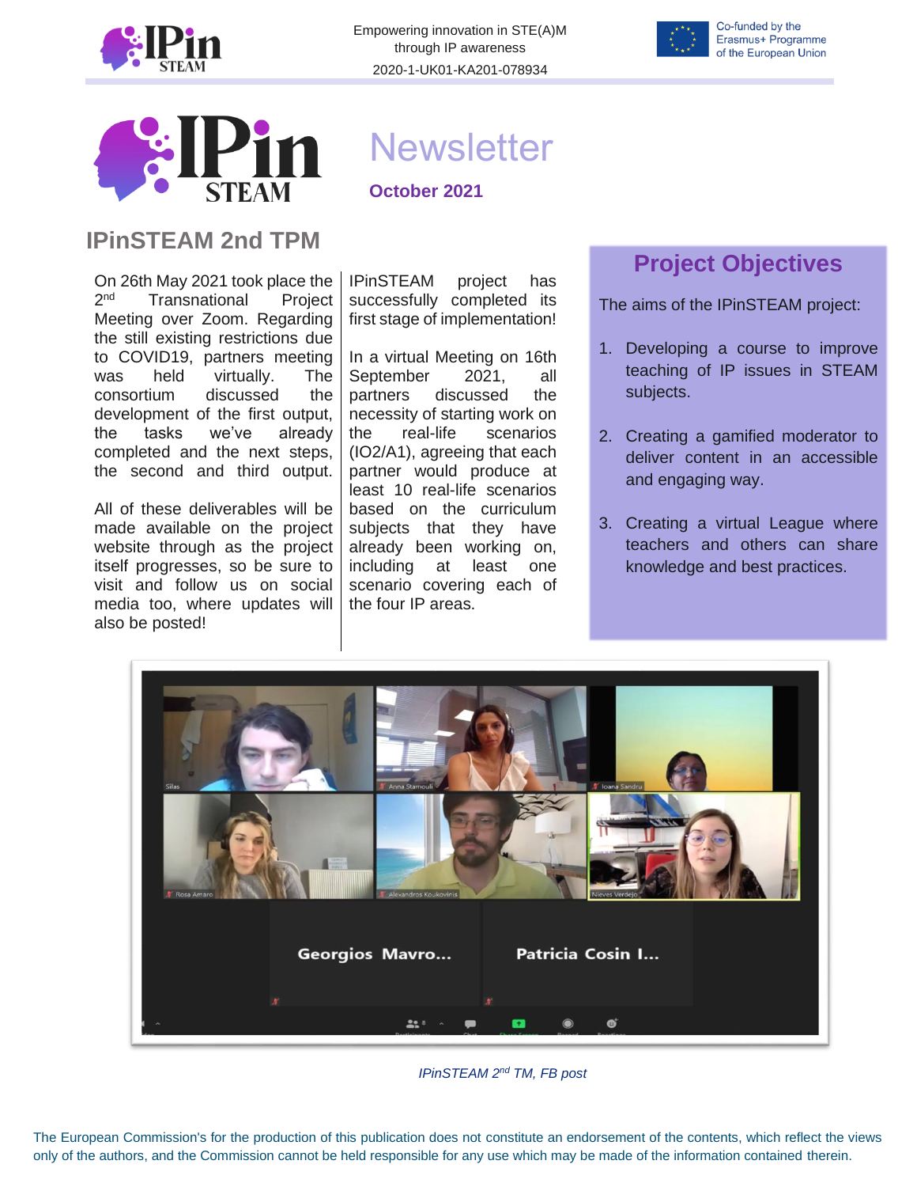# Newsletter

**October 2021**

## IPinSTEAM 2nd TPM

On 26th May 2021 took place the 2nd Transnational Project Meeting over Zoom. Regarding the still existing restrictions due to COVID19, partners meeting was held virtually. The consortium discussed the development of the first output, the tasks we've already completed and the next steps, the second and third output.

All of these deliverables will be made available on the project website through as the project itself progresses, so be sure to visit and follow us on social media too, where updates will also be posted!

IPinSTEAM project has successfully completed its first stage of implementation!

In a virtual Meeting on 16th September 2021, all partners discussed the necessity of starting work on the real-life scenarios (IO2/A1), agreeing that each partner would produce at least 10 real-life scenarios based on the curriculum subjects that they have already been working on, including at least one scenario covering each of the four IP areas.

## Project Objectives

The aims of the IPinSTEAM project:

1. Developing a course to improve teaching of IP issues in STEAM subjects.
2. Creating a gamified moderator to deliver content in an accessible and engaging way.
3. Creating a virtual League where teachers and others can share knowledge and best practices.

*IPinSTEAM 2nd TM, FB post*

The European Commission's for the production of this publication does not constitute an endorsement of the contents, which reflect the views only of the authors, and the Commission cannot be held responsible for any use which may be made of the information contained therein.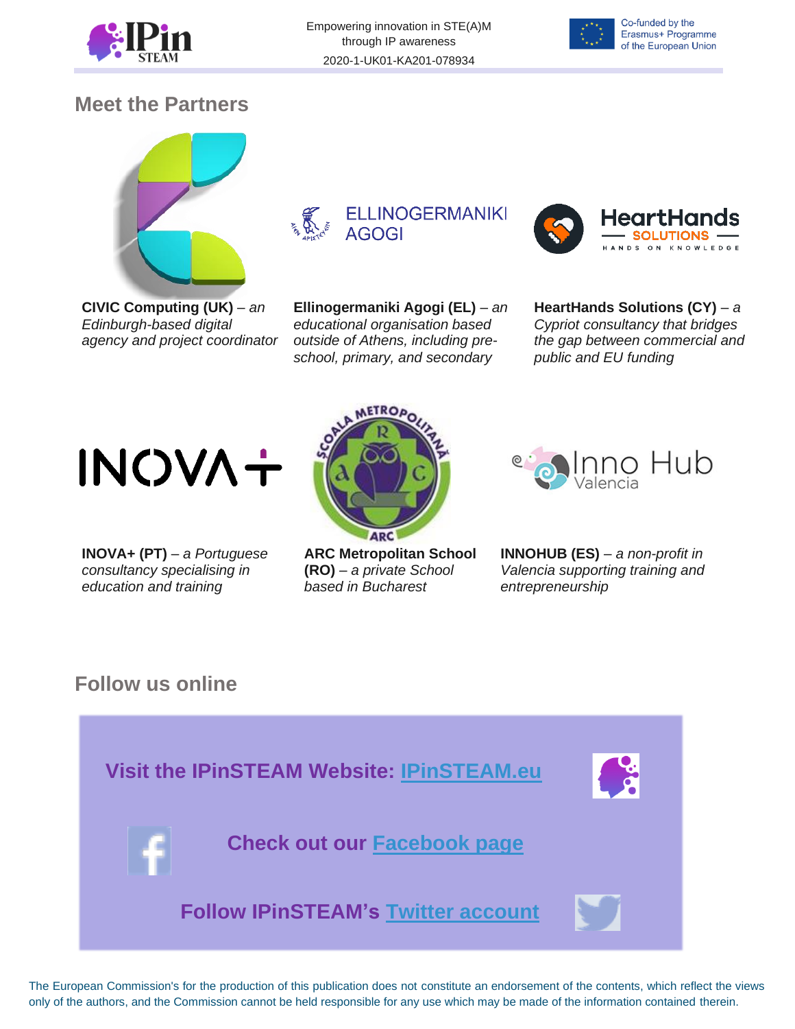## Meet the Partners

**CIVIC Computing (UK)** – *an Edinburgh-based digital agency and project coordinator*

**Ellinogermaniki Agogi (EL)** – *an educational organisation based outside of Athens, including pre-school, primary, and secondary*

**HeartHands Solutions (CY)** – *a Cypriot consultancy that bridges the gap between commercial and public and EU funding*

**INOVA+ (PT)** – *a Portuguese consultancy specialising in education and training*

**ARC Metropolitan School (RO)** – *a private School based in Bucharest*

**INNOHUB (ES)** – *a non-profit in Valencia supporting training and entrepreneurship*

## Follow us online

**Visit the IPinSTEAM Website: [IPinSTEAM.eu]**

**Check out our [Facebook page]**

**Follow IPinSTEAM's [Twitter account]**

The European Commission's for the production of this publication does not constitute an endorsement of the contents, which reflect the views only of the authors, and the Commission cannot be held responsible for any use which may be made of the information contained therein.